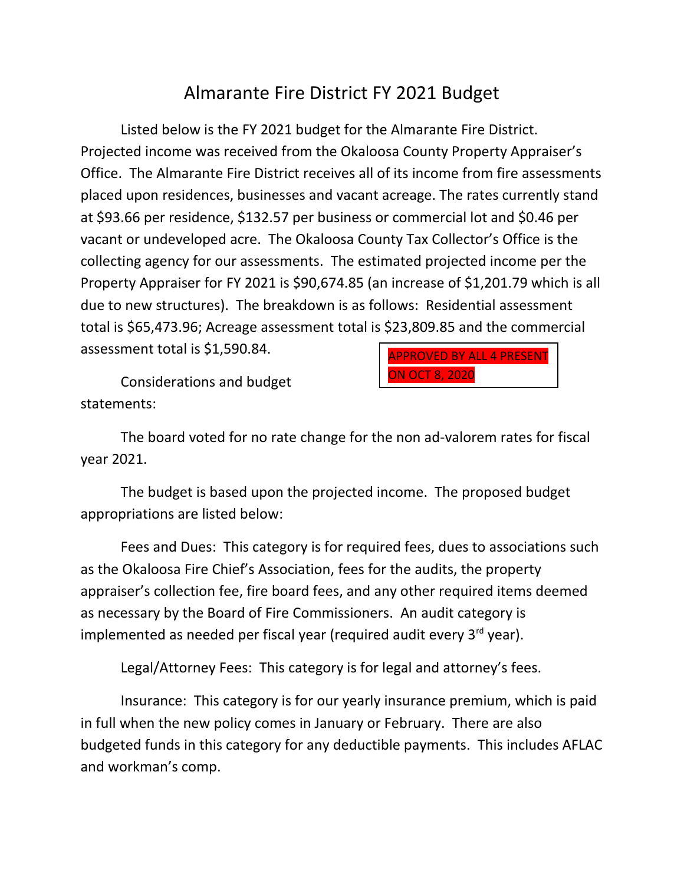# Almarante Fire District FY 2021 Budget

Listed below is the FY 2021 budget for the Almarante Fire District. Projected income was received from the Okaloosa County Property Appraiser's Office. The Almarante Fire District receives all of its income from fire assessments placed upon residences, businesses and vacant acreage. The rates currently stand at $93.66 per residence, $132.57 per business or commercial lot and $0.46 per vacant or undeveloped acre. The Okaloosa County Tax Collector's Office is the collecting agency for our assessments. The estimated projected income per the Property Appraiser for FY 2021 is $90,674.85 (an increase of $1,201.79 which is all due to new structures). The breakdown is as follows: Residential assessment total is $65,473.96; Acreage assessment total is $23,809.85 and the commercial assessment total is $1,590.84.

APPROVED BY ALL 4 PRESENT ON OCT 8, 2020

Considerations and budget statements:

The board voted for no rate change for the non ad-valorem rates for fiscal year 2021.

The budget is based upon the projected income. The proposed budget appropriations are listed below:

Fees and Dues: This category is for required fees, dues to associations such as the Okaloosa Fire Chief's Association, fees for the audits, the property appraiser's collection fee, fire board fees, and any other required items deemed as necessary by the Board of Fire Commissioners. An audit category is implemented as needed per fiscal year (required audit every 3rd year).

Legal/Attorney Fees: This category is for legal and attorney's fees.

Insurance: This category is for our yearly insurance premium, which is paid in full when the new policy comes in January or February. There are also budgeted funds in this category for any deductible payments. This includes AFLAC and workman's comp.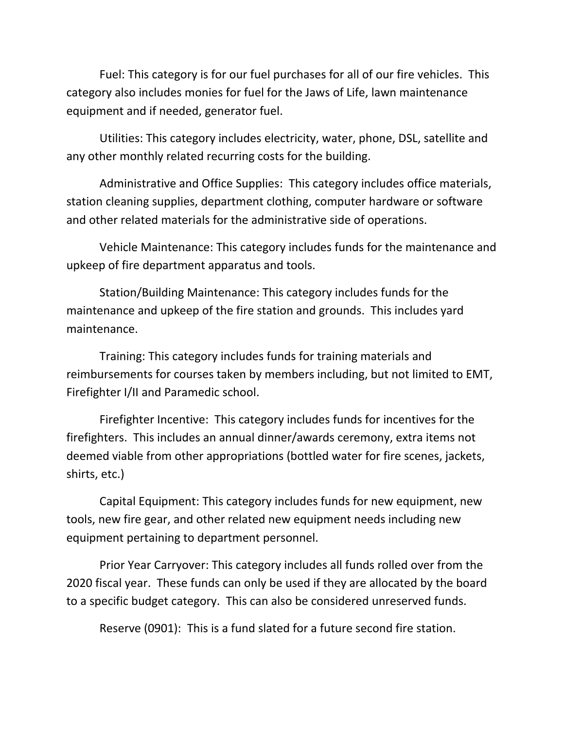Fuel: This category is for our fuel purchases for all of our fire vehicles. This category also includes monies for fuel for the Jaws of Life, lawn maintenance equipment and if needed, generator fuel.

Utilities: This category includes electricity, water, phone, DSL, satellite and any other monthly related recurring costs for the building.

Administrative and Office Supplies: This category includes office materials, station cleaning supplies, department clothing, computer hardware or software and other related materials for the administrative side of operations.

Vehicle Maintenance: This category includes funds for the maintenance and upkeep of fire department apparatus and tools.

Station/Building Maintenance: This category includes funds for the maintenance and upkeep of the fire station and grounds. This includes yard maintenance.

Training: This category includes funds for training materials and reimbursements for courses taken by members including, but not limited to EMT, Firefighter I/II and Paramedic school.

Firefighter Incentive: This category includes funds for incentives for the firefighters. This includes an annual dinner/awards ceremony, extra items not deemed viable from other appropriations (bottled water for fire scenes, jackets, shirts, etc.)

Capital Equipment: This category includes funds for new equipment, new tools, new fire gear, and other related new equipment needs including new equipment pertaining to department personnel.

Prior Year Carryover: This category includes all funds rolled over from the 2020 fiscal year. These funds can only be used if they are allocated by the board to a specific budget category. This can also be considered unreserved funds.

Reserve (0901): This is a fund slated for a future second fire station.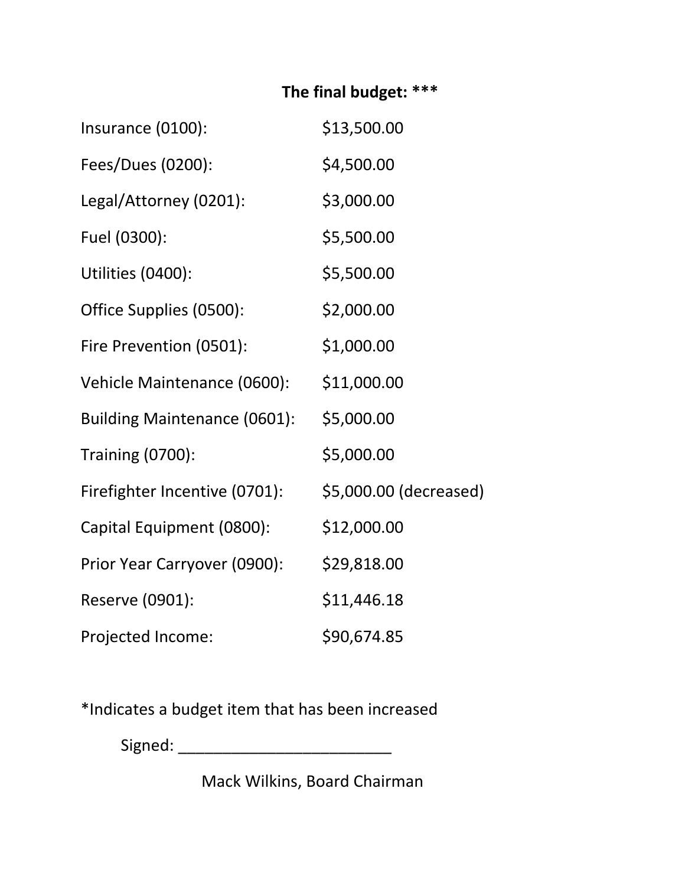**The final budget: \*\*\***

| | |
|---|---|
| Insurance (0100): | $13,500.00 |
| Fees/Dues (0200): | $4,500.00 |
| Legal/Attorney (0201): | $3,000.00 |
| Fuel (0300): | $5,500.00 |
| Utilities (0400): | $5,500.00 |
| Office Supplies (0500): | $2,000.00 |
| Fire Prevention (0501): | $1,000.00 |
| Vehicle Maintenance (0600): | $11,000.00 |
| Building Maintenance (0601): | $5,000.00 |
| Training (0700): | $5,000.00 |
| Firefighter Incentive (0701): | $5,000.00 (decreased) |
| Capital Equipment (0800): | $12,000.00 |
| Prior Year Carryover (0900): | $29,818.00 |
| Reserve (0901): | $11,446.18 |
| Projected Income: | $90,674.85 |

*Indicates a budget item that has been increased

Signed: _________________________

Mack Wilkins, Board Chairman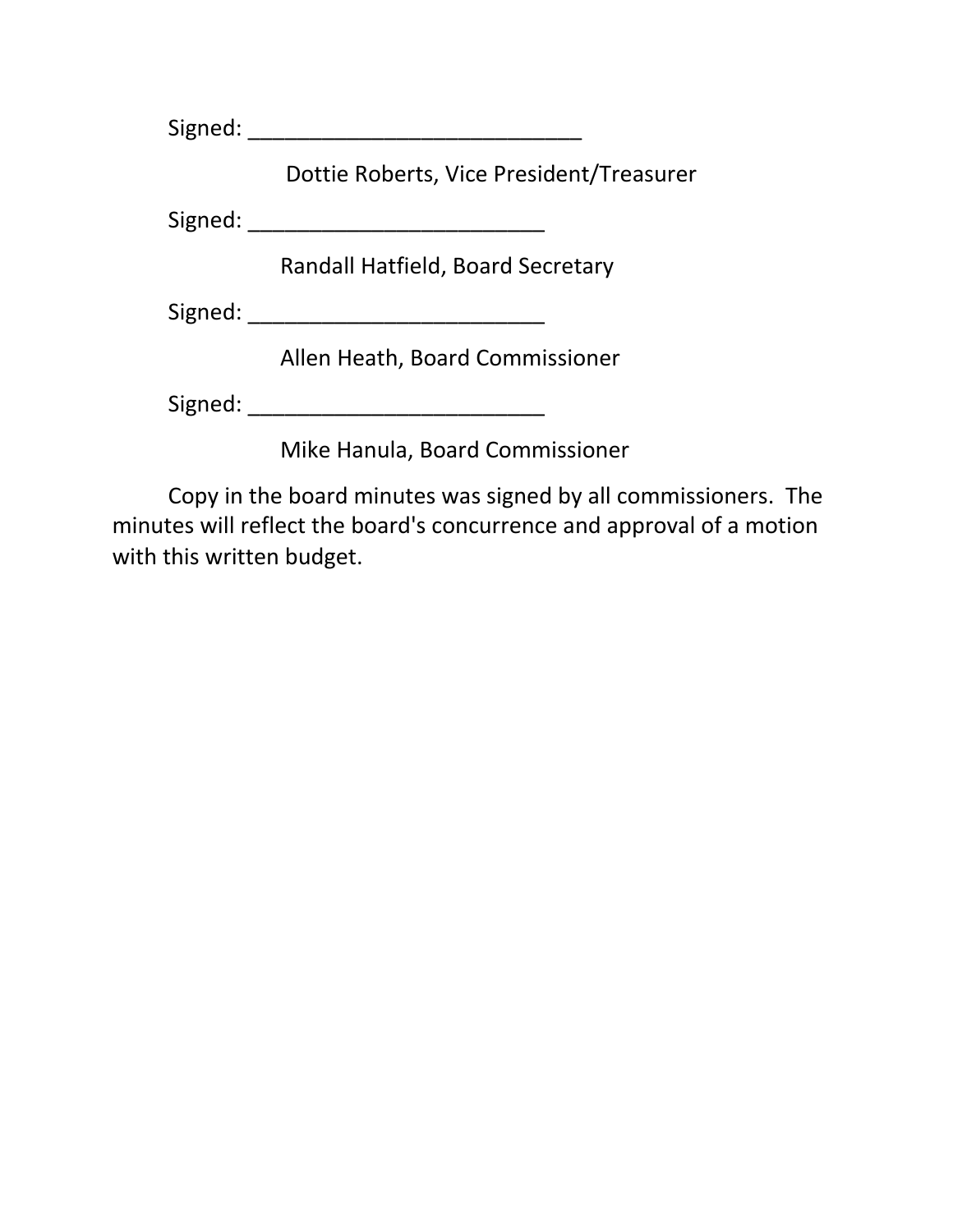Signed: ____________________________

Dottie Roberts, Vice President/Treasurer

Signed: _________________________

Randall Hatfield, Board Secretary

Signed: _________________________

Allen Heath, Board Commissioner

Signed: _________________________

Mike Hanula, Board Commissioner

Copy in the board minutes was signed by all commissioners. The minutes will reflect the board's concurrence and approval of a motion with this written budget.